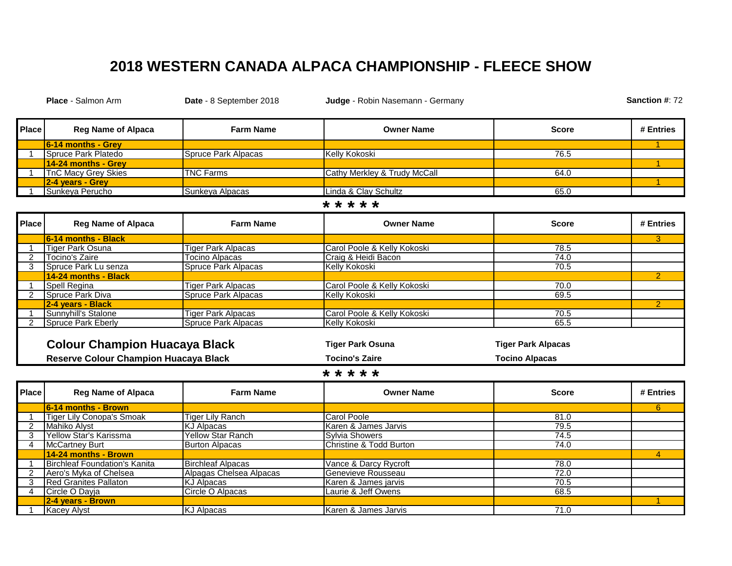# 2018 WESTERN CANADA ALPACA CHAMPIONSHIP - FLEECE SHOW

**Place** - Salmon Arm **Date** - 8 September 2018 **Judge** - Robin Nasemann - Germany **Sanction #**: 72

| Place | Reg Name of Alpaca | Farm Name | Owner Name | Score | # Entries |
|---|---|---|---|---|---|
| | **6-14 months - Grey** | | | | 1 |
| 1 | Spruce Park Platedo | Spruce Park Alpacas | Kelly Kokoski | 76.5 | |
| | **14-24 months - Grey** | | | | 1 |
| 1 | TnC Macy Grey Skies | TNC Farms | Cathy Merkley & Trudy McCall | 64.0 | |
| | **2-4 years - Grey** | | | | 1 |
| 1 | Sunkeya Perucho | Sunkeya Alpacas | Linda & Clay Schultz | 65.0 | |

* * * * *

| Place | Reg Name of Alpaca | Farm Name | Owner Name | Score | # Entries |
|---|---|---|---|---|---|
| | **6-14 months - Black** | | | | 3 |
| 1 | Tiger Park Osuna | Tiger Park Alpacas | Carol Poole & Kelly Kokoski | 78.5 | |
| 2 | Tocino's Zaire | Tocino Alpacas | Craig & Heidi Bacon | 74.0 | |
| 3 | Spruce Park Lu senza | Spruce Park Alpacas | Kelly Kokoski | 70.5 | |
| | **14-24 months - Black** | | | | 2 |
| 1 | Spell Regina | Tiger Park Alpacas | Carol Poole & Kelly Kokoski | 70.0 | |
| 2 | Spruce Park Diva | Spruce Park Alpacas | Kelly Kokoski | 69.5 | |
| | **2-4 years - Black** | | | | 2 |
| 1 | Sunnyhill's Stalone | Tiger Park Alpacas | Carol Poole & Kelly Kokoski | 70.5 | |
| 2 | Spruce Park Eberly | Spruce Park Alpacas | Kelly Kokoski | 65.5 | |

| | | |
|---|---|---|
| **Colour Champion Huacaya Black** | **Tiger Park Osuna** | **Tiger Park Alpacas** |
| **Reserve Colour Champion Huacaya Black** | **Tocino's Zaire** | **Tocino Alpacas** |

* * * * *

| Place | Reg Name of Alpaca | Farm Name | Owner Name | Score | # Entries |
|---|---|---|---|---|---|
| | **6-14 months - Brown** | | | | 6 |
| 1 | Tiger Lily Conopa's Smoak | Tiger Lily Ranch | Carol Poole | 81.0 | |
| 2 | Mahiko Alyst | KJ Alpacas | Karen & James Jarvis | 79.5 | |
| 3 | Yellow Star's Karissma | Yellow Star Ranch | Sylvia Showers | 74.5 | |
| 4 | McCartney Burt | Burton Alpacas | Christine & Todd Burton | 74.0 | |
| | **14-24 months - Brown** | | | | 4 |
| 1 | Birchleaf Foundation's Kanita | Birchleaf Alpacas | Vance & Darcy Rycroft | 78.0 | |
| 2 | Aero's Myka of Chelsea | Alpagas Chelsea Alpacas | Genevieve Rousseau | 72.0 | |
| 3 | Red Granites Pallaton | KJ Alpacas | Karen & James jarvis | 70.5 | |
| 4 | Circle O Dayja | Circle O Alpacas | Laurie & Jeff Owens | 68.5 | |
| | **2-4 years - Brown** | | | | 1 |
| 1 | Kacey Alyst | KJ Alpacas | Karen & James Jarvis | 71.0 | |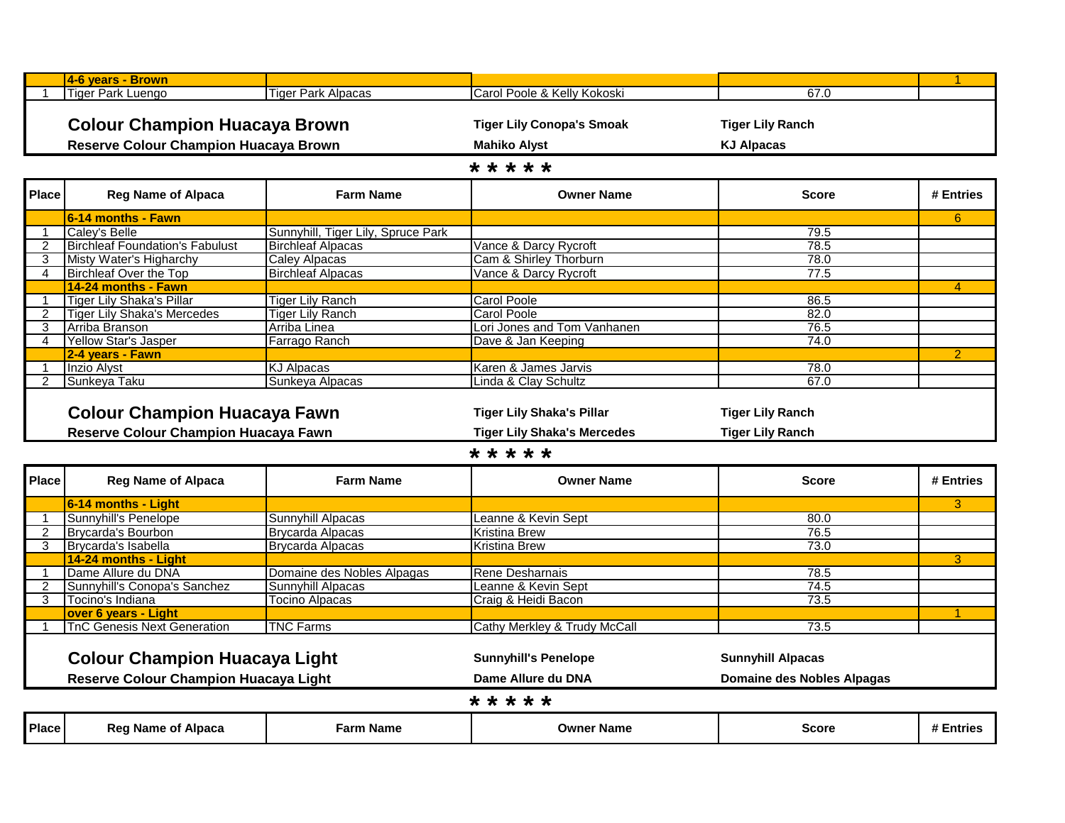| Place | Reg Name of Alpaca | Farm Name | Owner Name | Score | # Entries |
|---|---|---|---|---|---|
| | **4-6 years - Brown** | | | | 1 |
| 1 | Tiger Park Luengo | Tiger Park Alpacas | Carol Poole & Kelly Kokoski | 67.0 | |

**Colour Champion Huacaya Brown** — **Tiger Lily Conopa's Smoak** — **Tiger Lily Ranch**

**Reserve Colour Champion Huacaya Brown** — **Mahiko Alyst** — **KJ Alpacas**

*****

| Place | Reg Name of Alpaca | Farm Name | Owner Name | Score | # Entries |
|---|---|---|---|---|---|
| | **6-14 months - Fawn** | | | | 6 |
| 1 | Caley's Belle | Sunnyhill, Tiger Lily, Spruce Park | | 79.5 | |
| 2 | Birchleaf Foundation's Fabulust | Birchleaf Alpacas | Vance & Darcy Rycroft | 78.5 | |
| 3 | Misty Water's Higharchy | Caley Alpacas | Cam & Shirley Thorburn | 78.0 | |
| 4 | Birchleaf Over the Top | Birchleaf Alpacas | Vance & Darcy Rycroft | 77.5 | |
| | **14-24 months - Fawn** | | | | 4 |
| 1 | Tiger Lily Shaka's Pillar | Tiger Lily Ranch | Carol Poole | 86.5 | |
| 2 | Tiger Lily Shaka's Mercedes | Tiger Lily Ranch | Carol Poole | 82.0 | |
| 3 | Arriba Branson | Arriba Linea | Lori Jones and Tom Vanhanen | 76.5 | |
| 4 | Yellow Star's Jasper | Farrago Ranch | Dave & Jan Keeping | 74.0 | |
| | **2-4 years - Fawn** | | | | 2 |
| 1 | Inzio Alyst | KJ Alpacas | Karen & James Jarvis | 78.0 | |
| 2 | Sunkeya Taku | Sunkeya Alpacas | Linda & Clay Schultz | 67.0 | |

**Colour Champion Huacaya Fawn** — **Tiger Lily Shaka's Pillar** — **Tiger Lily Ranch**

**Reserve Colour Champion Huacaya Fawn** — **Tiger Lily Shaka's Mercedes** — **Tiger Lily Ranch**

*****

| Place | Reg Name of Alpaca | Farm Name | Owner Name | Score | # Entries |
|---|---|---|---|---|---|
| | **6-14 months - Light** | | | | 3 |
| 1 | Sunnyhill's Penelope | Sunnyhill Alpacas | Leanne & Kevin Sept | 80.0 | |
| 2 | Brycarda's Bourbon | Brycarda Alpacas | Kristina Brew | 76.5 | |
| 3 | Brycarda's Isabella | Brycarda Alpacas | Kristina Brew | 73.0 | |
| | **14-24 months - Light** | | | | 3 |
| 1 | Dame Allure du DNA | Domaine des Nobles Alpagas | Rene Desharnais | 78.5 | |
| 2 | Sunnyhill's Conopa's Sanchez | Sunnyhill Alpacas | Leanne & Kevin Sept | 74.5 | |
| 3 | Tocino's Indiana | Tocino Alpacas | Craig & Heidi Bacon | 73.5 | |
| | **over 6 years - Light** | | | | 1 |
| 1 | TnC Genesis Next Generation | TNC Farms | Cathy Merkley & Trudy McCall | 73.5 | |

**Colour Champion Huacaya Light** — **Sunnyhill's Penelope** — **Sunnyhill Alpacas**

**Reserve Colour Champion Huacaya Light** — **Dame Allure du DNA** — **Domaine des Nobles Alpagas**

*****

| Place | Reg Name of Alpaca | Farm Name | Owner Name | Score | # Entries |
|---|---|---|---|---|---|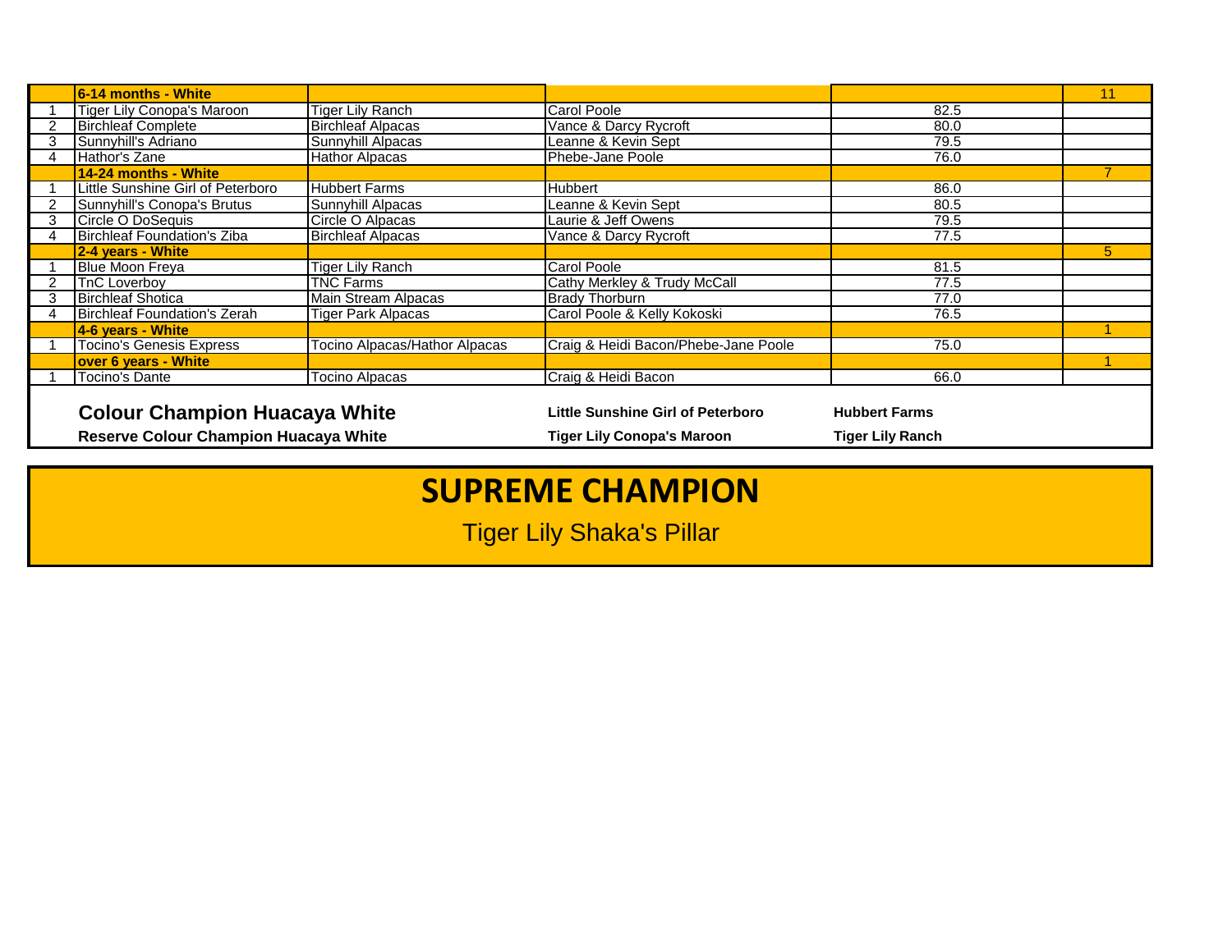| | | | | | |
|---|---|---|---|---|---|
| | **6-14 months - White** | | | | 11 |
| 1 | Tiger Lily Conopa's Maroon | Tiger Lily Ranch | Carol Poole | 82.5 | |
| 2 | Birchleaf Complete | Birchleaf Alpacas | Vance & Darcy Rycroft | 80.0 | |
| 3 | Sunnyhill's Adriano | Sunnyhill Alpacas | Leanne & Kevin Sept | 79.5 | |
| 4 | Hathor's Zane | Hathor Alpacas | Phebe-Jane Poole | 76.0 | |
| | **14-24 months - White** | | | | 7 |
| 1 | Little Sunshine Girl of Peterboro | Hubbert Farms | Hubbert | 86.0 | |
| 2 | Sunnyhill's Conopa's Brutus | Sunnyhill Alpacas | Leanne & Kevin Sept | 80.5 | |
| 3 | Circle O DoSequis | Circle O Alpacas | Laurie & Jeff Owens | 79.5 | |
| 4 | Birchleaf Foundation's Ziba | Birchleaf Alpacas | Vance & Darcy Rycroft | 77.5 | |
| | **2-4 years - White** | | | | 5 |
| 1 | Blue Moon Freya | Tiger Lily Ranch | Carol Poole | 81.5 | |
| 2 | TnC Loverboy | TNC Farms | Cathy Merkley & Trudy McCall | 77.5 | |
| 3 | Birchleaf Shotica | Main Stream Alpacas | Brady Thorburn | 77.0 | |
| 4 | Birchleaf Foundation's Zerah | Tiger Park Alpacas | Carol Poole & Kelly Kokoski | 76.5 | |
| | **4-6 years - White** | | | | 1 |
| 1 | Tocino's Genesis Express | Tocino Alpacas/Hathor Alpacas | Craig & Heidi Bacon/Phebe-Jane Poole | 75.0 | |
| | **over 6 years - White** | | | | 1 |
| 1 | Tocino's Dante | Tocino Alpacas | Craig & Heidi Bacon | 66.0 | |

| | | |
|---|---|---|
| **Colour Champion Huacaya White** | **Little Sunshine Girl of Peterboro** | **Hubbert Farms** |
| **Reserve Colour Champion Huacaya White** | **Tiger Lily Conopa's Maroon** | **Tiger Lily Ranch** |

# SUPREME CHAMPION

Tiger Lily Shaka's Pillar